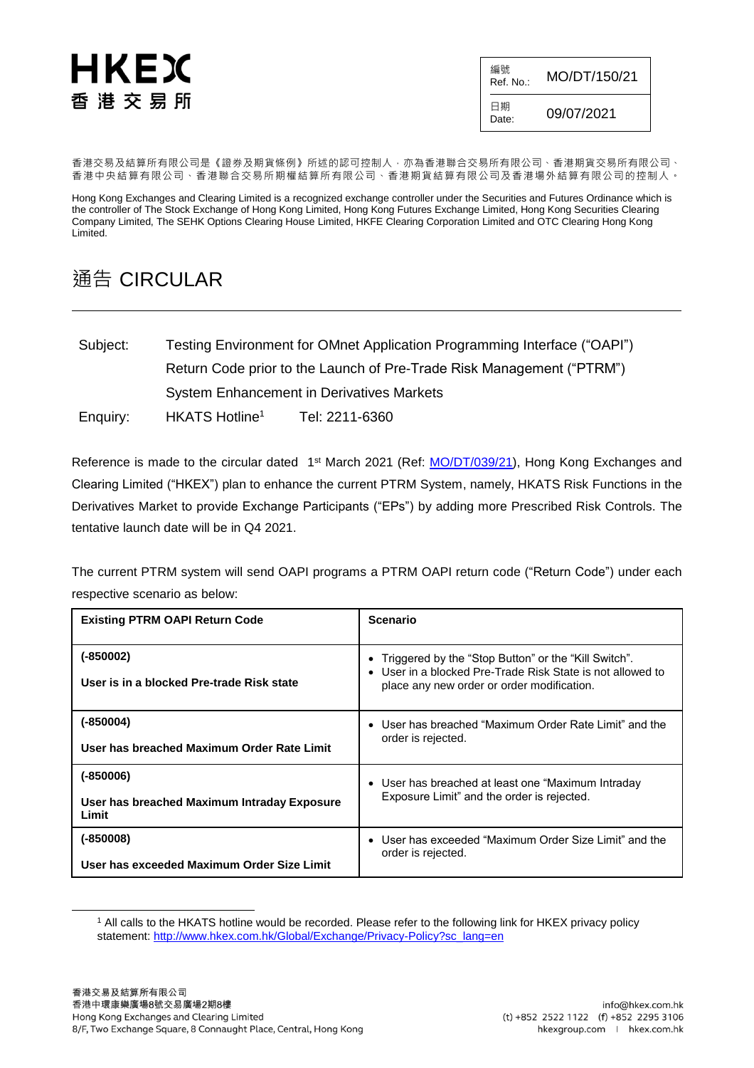# HKEX
# 香港交易所

| 編號 Ref. No.: | MO/DT/150/21 |
|---|---|
| 日期 Date: | 09/07/2021 |

香港交易及結算所有限公司是《證券及期貨條例》所述的認可控制人，亦為香港聯合交易所有限公司、香港期貨交易所有限公司、香港中央結算有限公司、香港聯合交易所期權結算所有限公司、香港期貨結算有限公司及香港場外結算有限公司的控制人。

Hong Kong Exchanges and Clearing Limited is a recognized exchange controller under the Securities and Futures Ordinance which is the controller of The Stock Exchange of Hong Kong Limited, Hong Kong Futures Exchange Limited, Hong Kong Securities Clearing Company Limited, The SEHK Options Clearing House Limited, HKFE Clearing Corporation Limited and OTC Clearing Hong Kong Limited.

# 通告 CIRCULAR

---

Subject: Testing Environment for OMnet Application Programming Interface ("OAPI") Return Code prior to the Launch of Pre-Trade Risk Management ("PTRM") System Enhancement in Derivatives Markets

Enquiry: HKATS Hotline[1] Tel: 2211-6360

Reference is made to the circular dated 1st March 2021 (Ref: MO/DT/039/21), Hong Kong Exchanges and Clearing Limited ("HKEX") plan to enhance the current PTRM System, namely, HKATS Risk Functions in the Derivatives Market to provide Exchange Participants ("EPs") by adding more Prescribed Risk Controls. The tentative launch date will be in Q4 2021.

The current PTRM system will send OAPI programs a PTRM OAPI return code ("Return Code") under each respective scenario as below:

| Existing PTRM OAPI Return Code | Scenario |
|---|---|
| **(-850002)**<br>**User is in a blocked Pre-trade Risk state** | • Triggered by the "Stop Button" or the "Kill Switch".<br>• User in a blocked Pre-Trade Risk State is not allowed to place any new order or order modification. |
| **(-850004)**<br>**User has breached Maximum Order Rate Limit** | • User has breached "Maximum Order Rate Limit" and the order is rejected. |
| **(-850006)**<br>**User has breached Maximum Intraday Exposure Limit** | • User has breached at least one "Maximum Intraday Exposure Limit" and the order is rejected. |
| **(-850008)**<br>**User has exceeded Maximum Order Size Limit** | • User has exceeded "Maximum Order Size Limit" and the order is rejected. |

[1] All calls to the HKATS hotline would be recorded. Please refer to the following link for HKEX privacy policy statement: http://www.hkex.com.hk/Global/Exchange/Privacy-Policy?sc_lang=en

香港交易及結算所有限公司
香港中環康樂廣場8號交易廣場2期8樓
Hong Kong Exchanges and Clearing Limited
8/F, Two Exchange Square, 8 Connaught Place, Central, Hong Kong

info@hkex.com.hk
(t) +852 2522 1122 (f) +852 2295 3106
hkexgroup.com | hkex.com.hk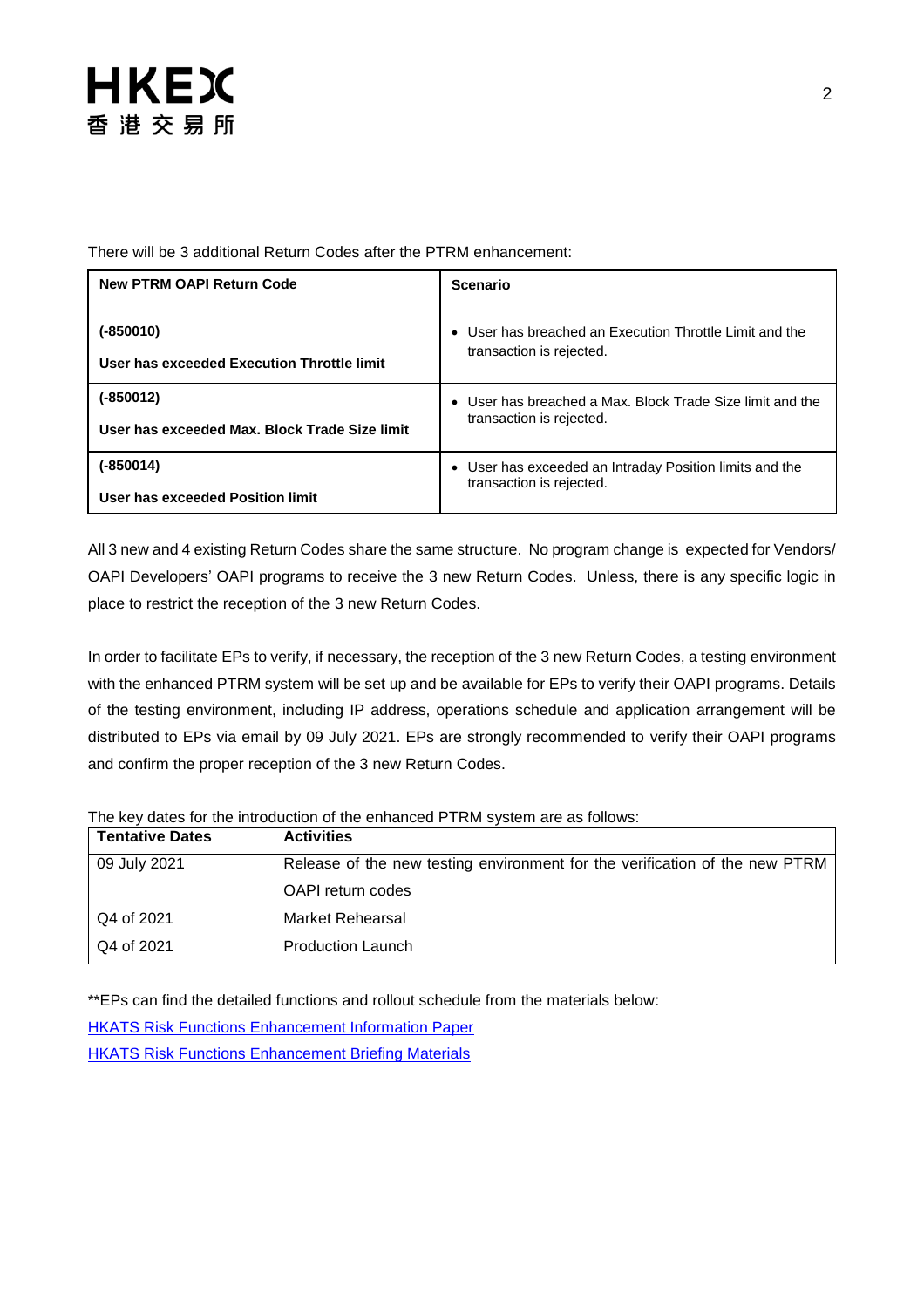There will be 3 additional Return Codes after the PTRM enhancement:

| New PTRM OAPI Return Code | Scenario |
|---|---|
| **(-850010)**<br><br>**User has exceeded Execution Throttle limit** | • User has breached an Execution Throttle Limit and the transaction is rejected. |
| **(-850012)**<br><br>**User has exceeded Max. Block Trade Size limit** | • User has breached a Max. Block Trade Size limit and the transaction is rejected. |
| **(-850014)**<br><br>**User has exceeded Position limit** | • User has exceeded an Intraday Position limits and the transaction is rejected. |

All 3 new and 4 existing Return Codes share the same structure. No program change is expected for Vendors/ OAPI Developers' OAPI programs to receive the 3 new Return Codes. Unless, there is any specific logic in place to restrict the reception of the 3 new Return Codes.

In order to facilitate EPs to verify, if necessary, the reception of the 3 new Return Codes, a testing environment with the enhanced PTRM system will be set up and be available for EPs to verify their OAPI programs. Details of the testing environment, including IP address, operations schedule and application arrangement will be distributed to EPs via email by 09 July 2021. EPs are strongly recommended to verify their OAPI programs and confirm the proper reception of the 3 new Return Codes.

The key dates for the introduction of the enhanced PTRM system are as follows:

| Tentative Dates | Activities |
|---|---|
| 09 July 2021 | Release of the new testing environment for the verification of the new PTRM OAPI return codes |
| Q4 of 2021 | Market Rehearsal |
| Q4 of 2021 | Production Launch |

**EPs can find the detailed functions and rollout schedule from the materials below:

HKATS Risk Functions Enhancement Information Paper

HKATS Risk Functions Enhancement Briefing Materials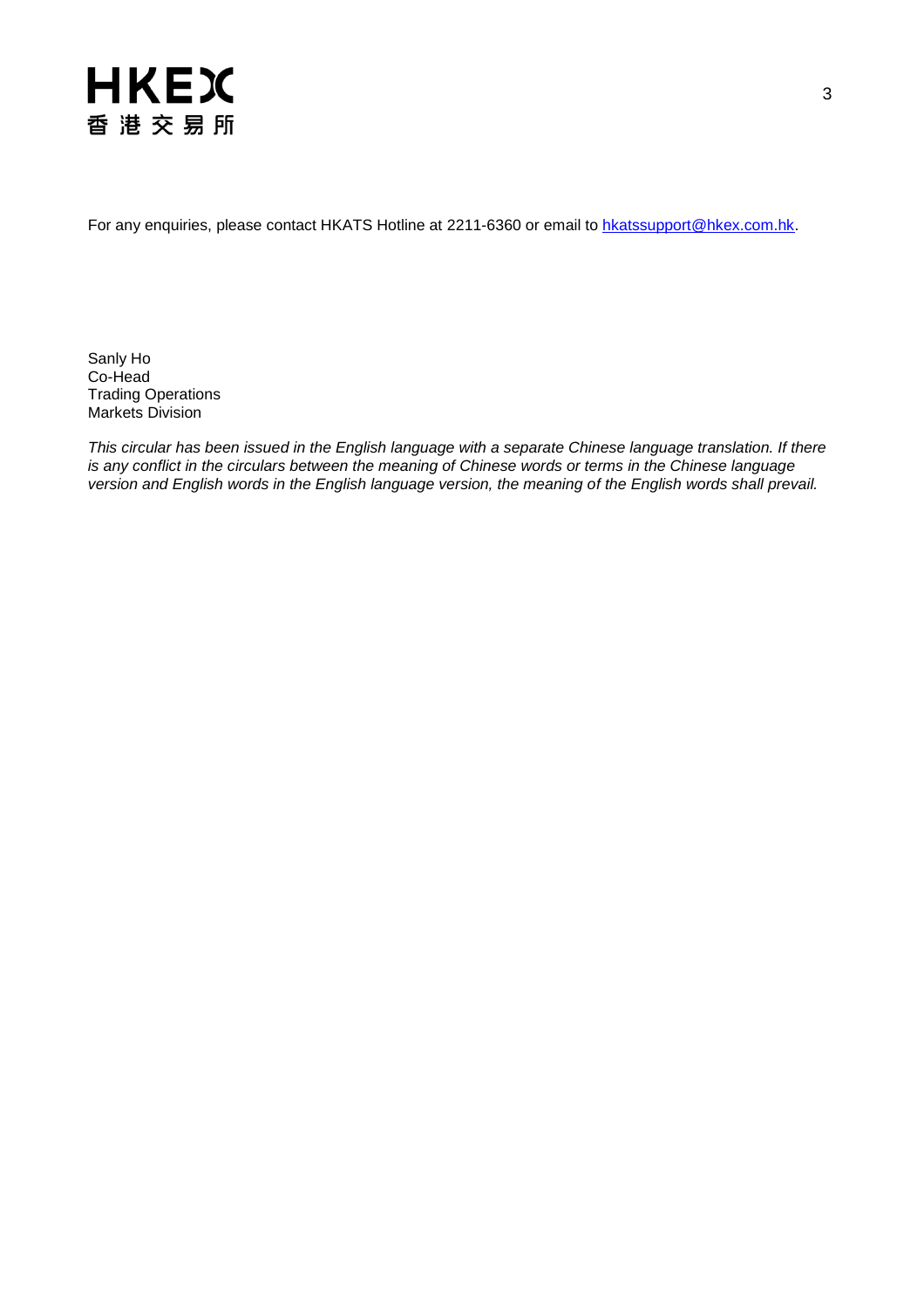For any enquiries, please contact HKATS Hotline at 2211-6360 or email to hkatssupport@hkex.com.hk.

Sanly Ho
Co-Head
Trading Operations
Markets Division

*This circular has been issued in the English language with a separate Chinese language translation. If there is any conflict in the circulars between the meaning of Chinese words or terms in the Chinese language version and English words in the English language version, the meaning of the English words shall prevail.*